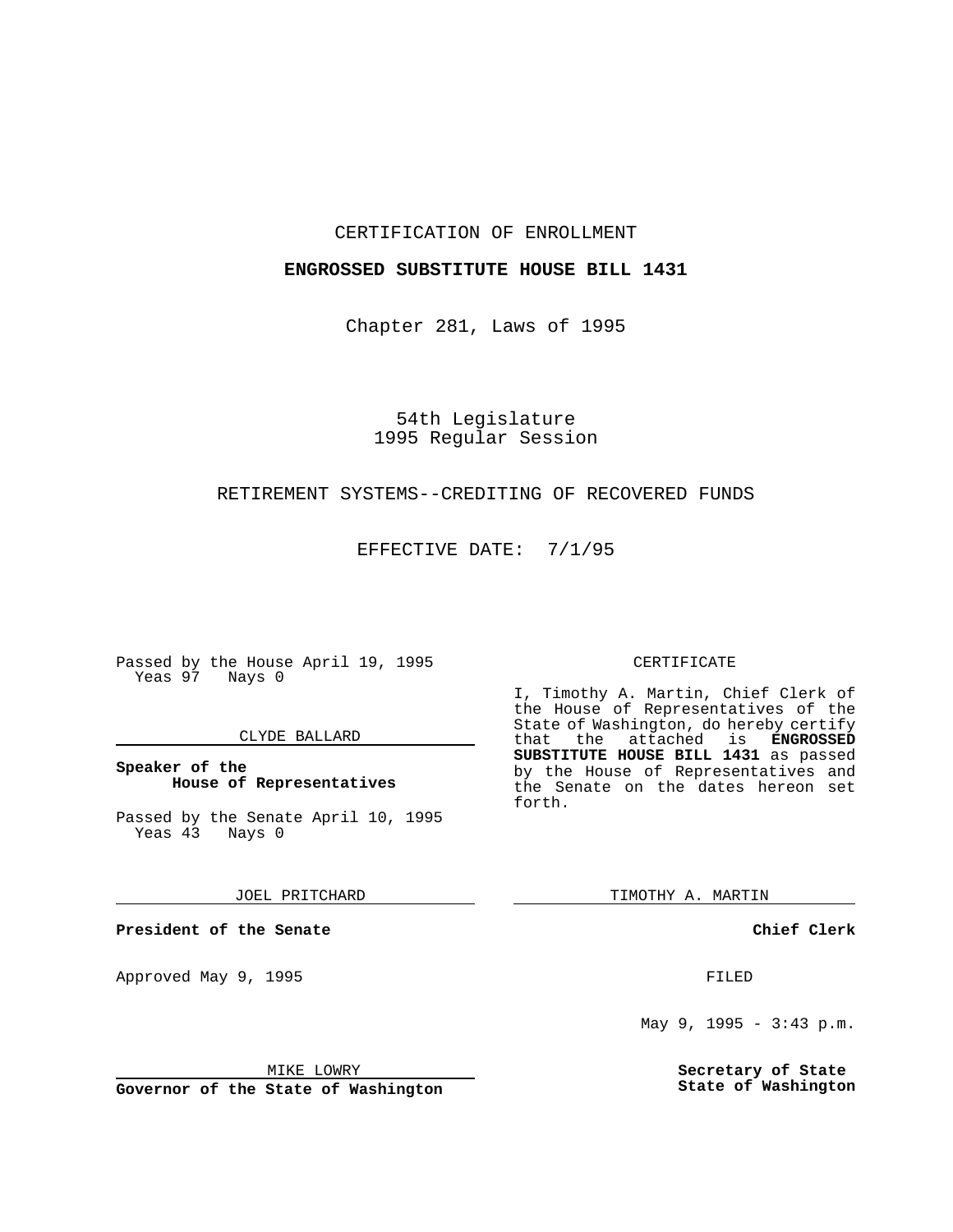CERTIFICATION OF ENROLLMENT

**ENGROSSED SUBSTITUTE HOUSE BILL 1431**

Chapter 281, Laws of 1995

54th Legislature
1995 Regular Session

RETIREMENT SYSTEMS--CREDITING OF RECOVERED FUNDS

EFFECTIVE DATE: 7/1/95

Passed by the House April 19, 1995
Yeas 97 Nays 0

CLYDE BALLARD

**Speaker of the House of Representatives**

Passed by the Senate April 10, 1995
Yeas 43 Nays 0

JOEL PRITCHARD

**President of the Senate**

Approved May 9, 1995

MIKE LOWRY

**Governor of the State of Washington**

CERTIFICATE

I, Timothy A. Martin, Chief Clerk of the House of Representatives of the State of Washington, do hereby certify that the attached is **ENGROSSED SUBSTITUTE HOUSE BILL 1431** as passed by the House of Representatives and the Senate on the dates hereon set forth.

TIMOTHY A. MARTIN

**Chief Clerk**

FILED

May 9, 1995 - 3:43 p.m.

**Secretary of State**
**State of Washington**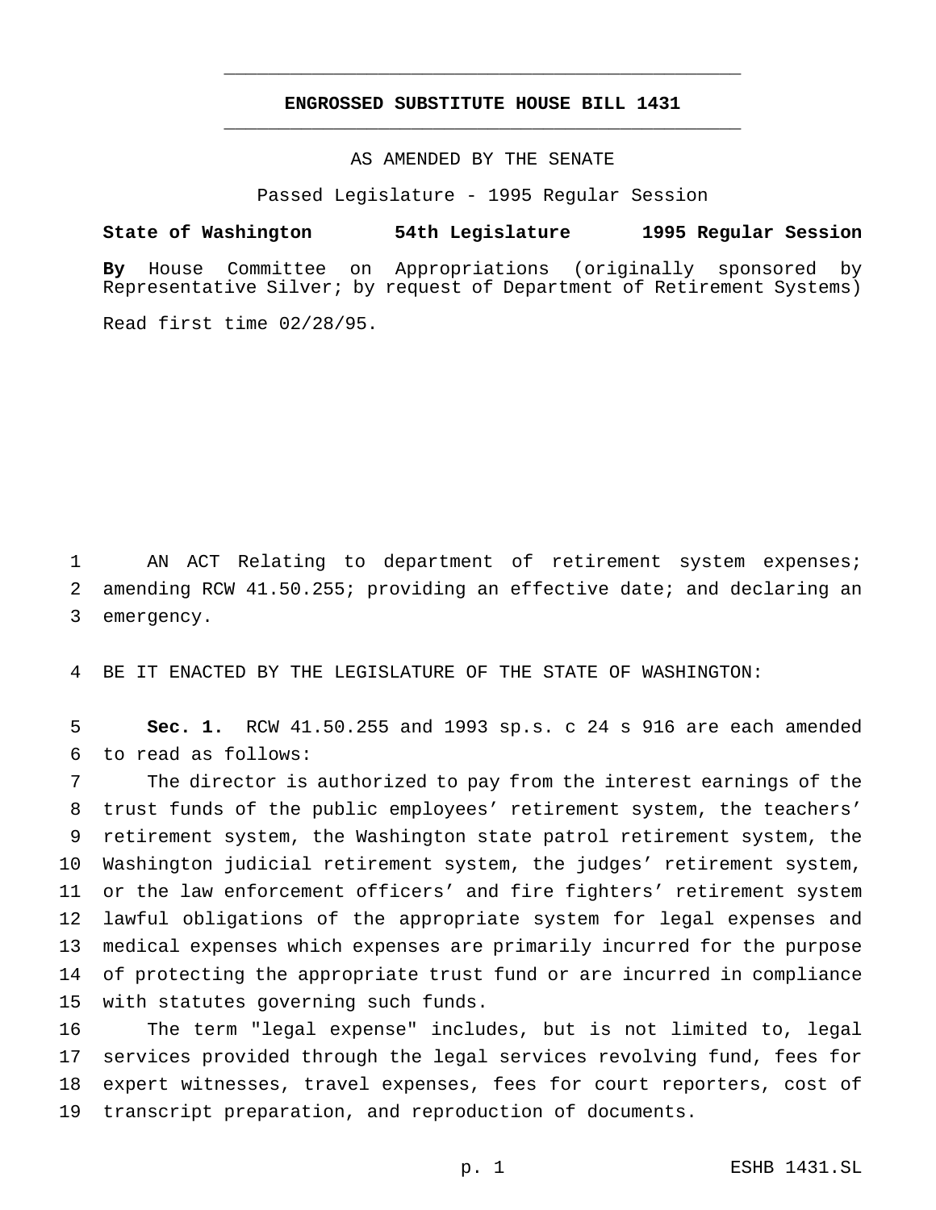# ENGROSSED SUBSTITUTE HOUSE BILL 1431

AS AMENDED BY THE SENATE

Passed Legislature - 1995 Regular Session

**State of Washington 54th Legislature 1995 Regular Session**

**By** House Committee on Appropriations (originally sponsored by Representative Silver; by request of Department of Retirement Systems)

Read first time 02/28/95.

AN ACT Relating to department of retirement system expenses; amending RCW 41.50.255; providing an effective date; and declaring an emergency.

BE IT ENACTED BY THE LEGISLATURE OF THE STATE OF WASHINGTON:

**Sec. 1.** RCW 41.50.255 and 1993 sp.s. c 24 s 916 are each amended to read as follows:

The director is authorized to pay from the interest earnings of the trust funds of the public employees' retirement system, the teachers' retirement system, the Washington state patrol retirement system, the Washington judicial retirement system, the judges' retirement system, or the law enforcement officers' and fire fighters' retirement system lawful obligations of the appropriate system for legal expenses and medical expenses which expenses are primarily incurred for the purpose of protecting the appropriate trust fund or are incurred in compliance with statutes governing such funds.

The term "legal expense" includes, but is not limited to, legal services provided through the legal services revolving fund, fees for expert witnesses, travel expenses, fees for court reporters, cost of transcript preparation, and reproduction of documents.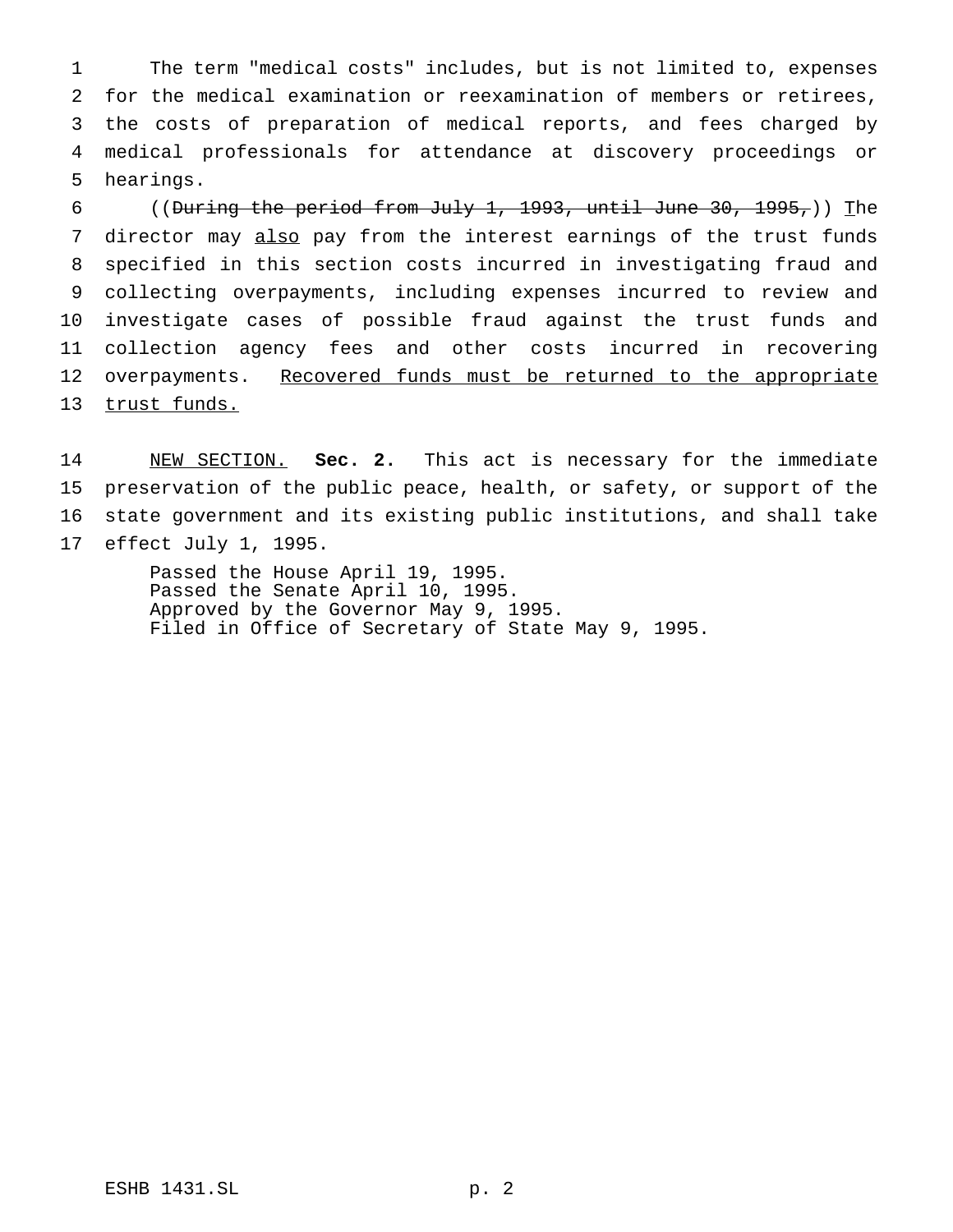The term "medical costs" includes, but is not limited to, expenses for the medical examination or reexamination of members or retirees, the costs of preparation of medical reports, and fees charged by medical professionals for attendance at discovery proceedings or hearings.

((~~During the period from July 1, 1993, until June 30, 1995,~~)) The director may also pay from the interest earnings of the trust funds specified in this section costs incurred in investigating fraud and collecting overpayments, including expenses incurred to review and investigate cases of possible fraud against the trust funds and collection agency fees and other costs incurred in recovering overpayments. Recovered funds must be returned to the appropriate trust funds.

NEW SECTION. **Sec. 2.** This act is necessary for the immediate preservation of the public peace, health, or safety, or support of the state government and its existing public institutions, and shall take effect July 1, 1995.

Passed the House April 19, 1995.
Passed the Senate April 10, 1995.
Approved by the Governor May 9, 1995.
Filed in Office of Secretary of State May 9, 1995.